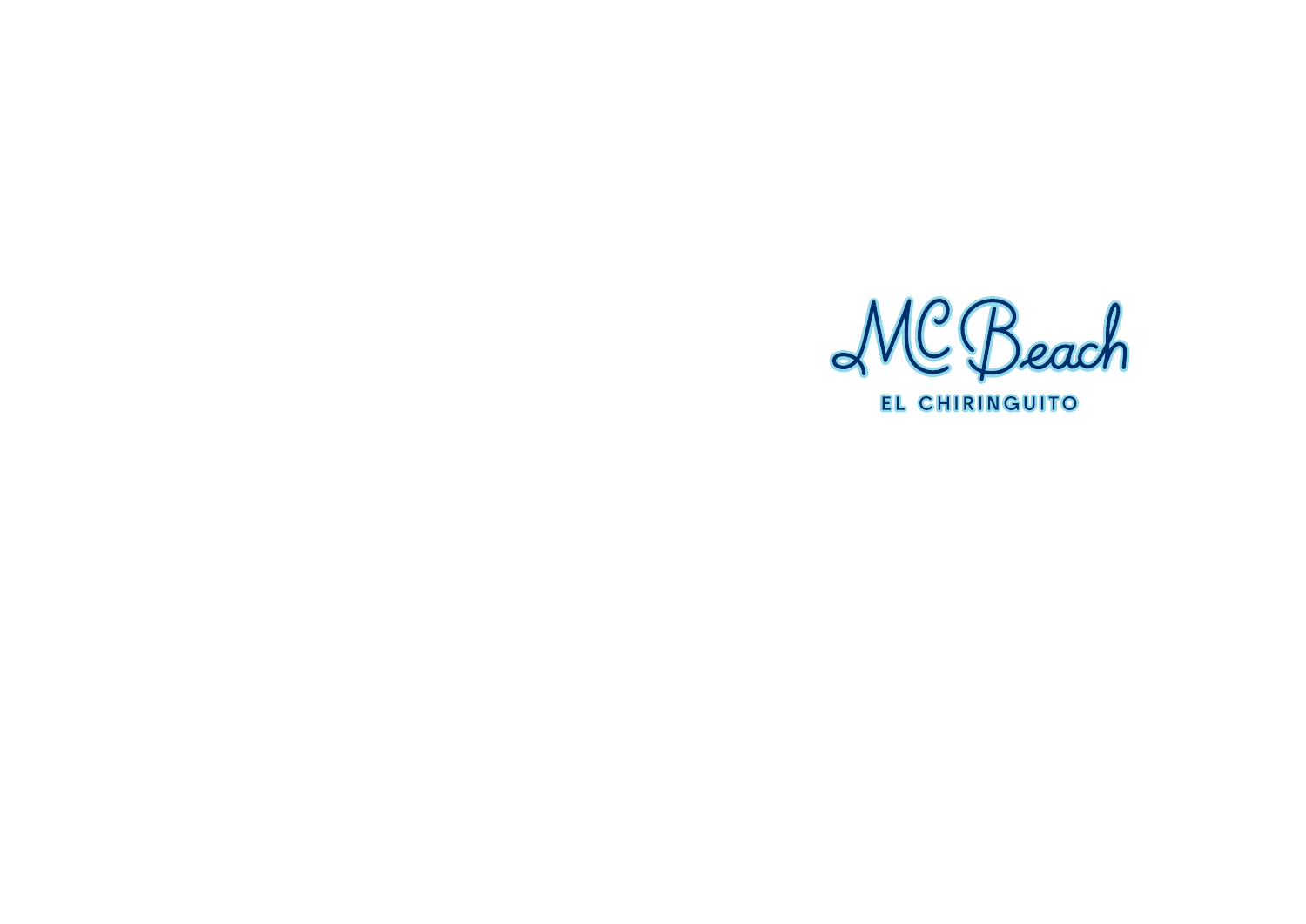# MC Beach

EL CHIRINGUITO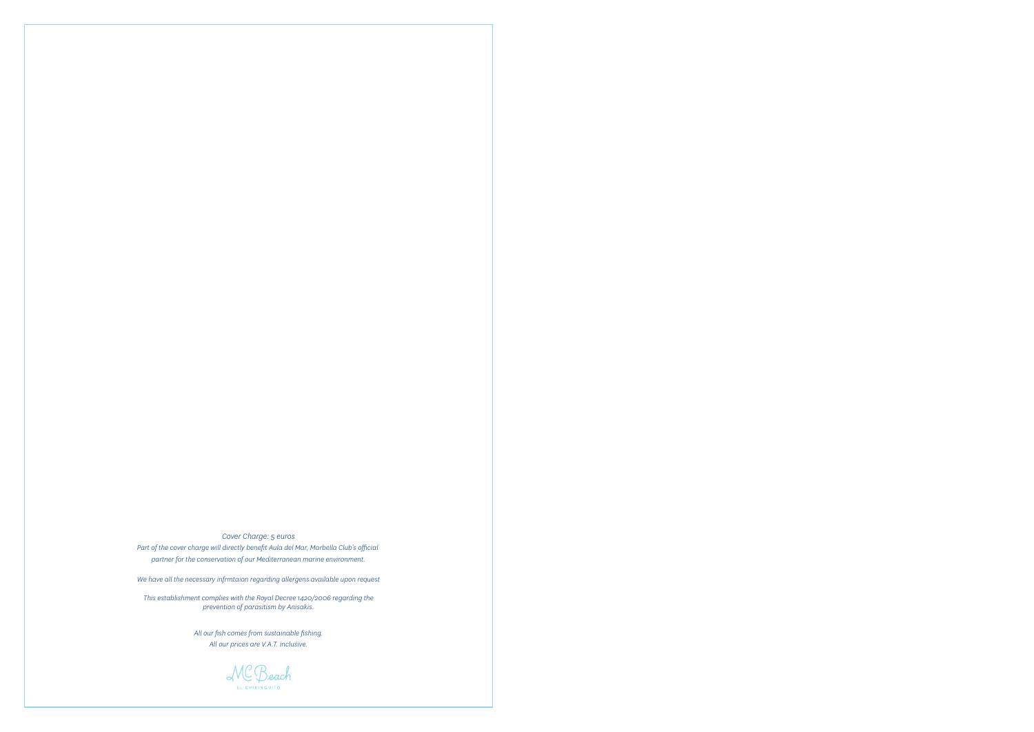*Cover Charge: 5 euros*

*Part of the cover charge will directly benefit Aula del Mar, Marbella Club's official partner for the conservation of our Mediterranean marine environment.*

*We have all the necessary infrmtaion regarding allergens available upon request*

*This establishment complies with the Royal Decree 1420/2006 regarding the prevention of parasitism by Anisakis.*

*All our fish comes from sustainable fishing.*
*All our prices are V.A.T. inclusive.*

MC Beach

EL CHIRINGUITO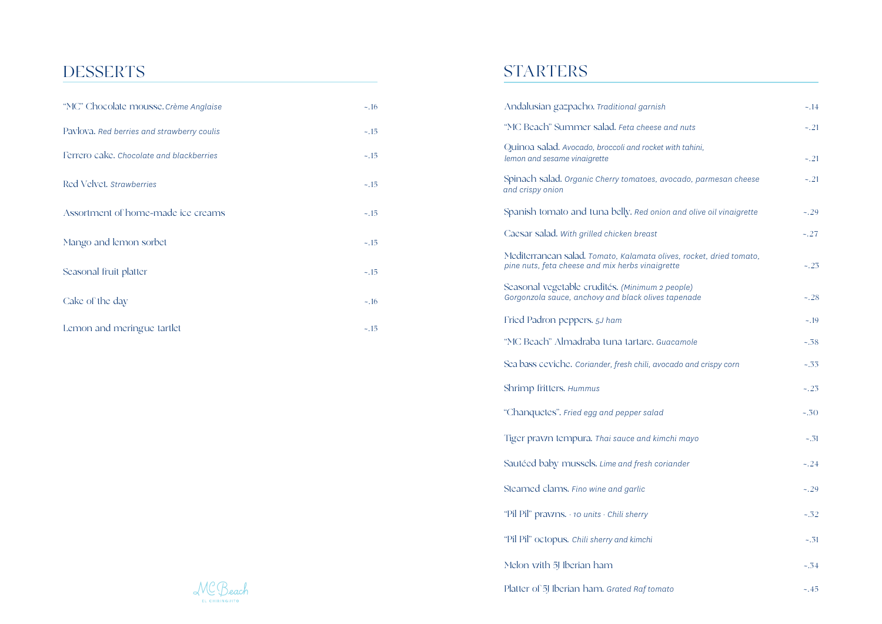## DESSERTS

| | |
|---|---|
| "MC" Chocolate mousse. *Crème Anglaise* | -.16 |
| Pavlova. *Red berries and strawberry coulis* | -.15 |
| Ferrero cake. *Chocolate and blackberries* | -.15 |
| Red Velvet. *Strawberries* | -.15 |
| Assortment of home-made ice creams | -.15 |
| Mango and lemon sorbet | -.15 |
| Seasonal fruit platter | -.15 |
| Cake of the day | -.16 |
| Lemon and meringue tartlet | -.15 |

## STARTERS

| | |
|---|---|
| Andalusian gazpacho. *Traditional garnish* | -.14 |
| "MC Beach" Summer salad. *Feta cheese and nuts* | -.21 |
| Quinoa salad. *Avocado, broccoli and rocket with tahini, lemon and sesame vinaigrette* | -.21 |
| Spinach salad. *Organic Cherry tomatoes, avocado, parmesan cheese and crispy onion* | -.21 |
| Spanish tomato and tuna belly. *Red onion and olive oil vinaigrette* | -.29 |
| Caesar salad. *With grilled chicken breast* | -.27 |
| Mediterranean salad. *Tomato, Kalamata olives, rocket, dried tomato, pine nuts, feta cheese and mix herbs vinaigrette* | -.25 |
| Seasonal vegetable crudités. *(Minimum 2 people) Gorgonzola sauce, anchovy and black olives tapenade* | -.28 |
| Fried Padron peppers. *5J ham* | -.19 |
| "MC Beach" Almadraba tuna tartare. *Guacamole* | -.38 |
| Sea bass ceviche. *Coriander, fresh chili, avocado and crispy corn* | -.35 |
| Shrimp fritters. *Hummus* | -.25 |
| "Chanquetes". *Fried egg and pepper salad* | -.30 |
| Tiger prawn tempura. *Thai sauce and kimchi mayo* | -.31 |
| Sautéed baby mussels. *Lime and fresh coriander* | -.24 |
| Steamed clams. *Fino wine and garlic* | -.29 |
| "Pil Pil" prawns. *· 10 units · Chili sherry* | -.32 |
| "Pil Pil" octopus. *Chili sherry and kimchi* | -.31 |
| Melon with 5J Iberian ham | -.34 |
| Platter of 5J Iberian ham. *Grated Raf tomato* | -.45 |

MC Beach
EL CHIRINGUITO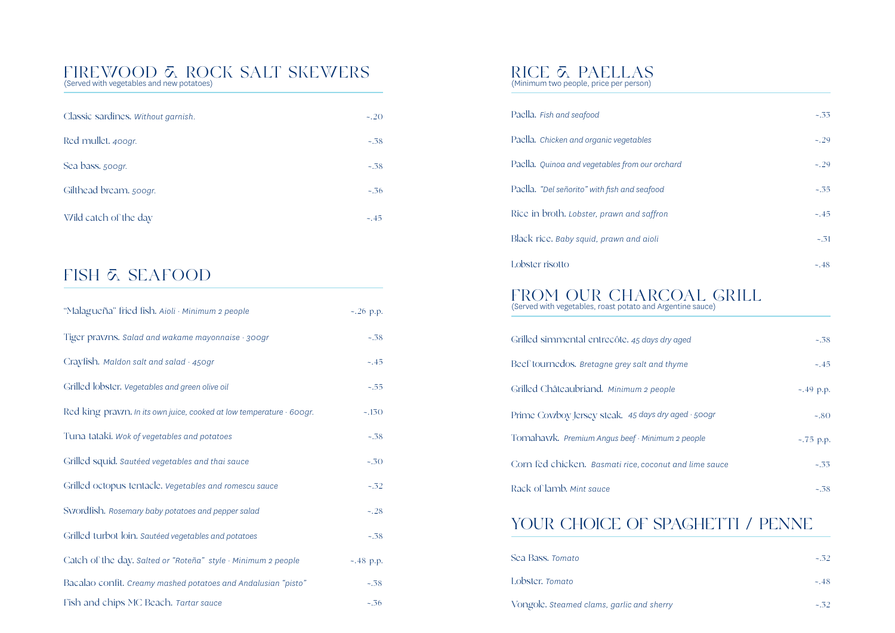## FIREWOOD & ROCK SALT SKEWERS
(Served with vegetables and new potatoes)

| | |
|---|---|
| Classic sardines. *Without garnish.* | -.20 |
| Red mullet. *400gr.* | -.38 |
| Sea bass. *500gr.* | -.38 |
| Gilthead bream. *500gr.* | -.36 |
| Wild catch of the day | -.45 |

## FISH & SEAFOOD

| | |
|---|---|
| "Malagueña" fried fish. *Aioli · Minimum 2 people* | -.26 p.p. |
| Tiger prawns. *Salad and wakame mayonnaise · 300gr* | -.38 |
| Crayfish. *Maldon salt and salad · 450gr* | -.45 |
| Grilled lobster. *Vegetables and green olive oil* | -.55 |
| Red king prawn. *In its own juice, cooked at low temperature · 600gr.* | -.130 |
| Tuna tataki. *Wok of vegetables and potatoes* | -.38 |
| Grilled squid. *Sautéed vegetables and thai sauce* | -.30 |
| Grilled octopus tentacle. *Vegetables and romescu sauce* | -.32 |
| Swordfish. *Rosemary baby potatoes and pepper salad* | -.28 |
| Grilled turbot loin. *Sautéed vegetables and potatoes* | -.38 |
| Catch of the day. *Salted or "Roteña" style · Minimum 2 people* | -.48 p.p. |
| Bacalao confit. *Creamy mashed potatoes and Andalusian "pisto"* | -.38 |
| Fish and chips MC Beach. *Tartar sauce* | -.36 |

## RICE & PAELLAS
(Minimum two people, price per person)

| | |
|---|---|
| Paella. *Fish and seafood* | -.33 |
| Paella. *Chicken and organic vegetables* | -.29 |
| Paella. *Quinoa and vegetables from our orchard* | -.29 |
| Paella. *"Del señorito" with fish and seafood* | -.35 |
| Rice in broth. *Lobster, prawn and saffron* | -.45 |
| Black rice. *Baby squid, prawn and aioli* | -.31 |
| Lobster risotto | -.48 |

## FROM OUR CHARCOAL GRILL
(Served with vegetables, roast potato and Argentine sauce)

| | |
|---|---|
| Grilled simmental entrecôte. *45 days dry aged* | -.38 |
| Beef tournedos. *Bretagne grey salt and thyme* | -.45 |
| Grilled Châteaubriand. *Minimum 2 people* | -.49 p.p. |
| Prime Cowboy Jersey steak. *45 days dry aged · 500gr* | -.80 |
| Tomahawk. *Premium Angus beef · Minimum 2 people* | -.75 p.p. |
| Corn fed chicken. *Basmati rice, coconut and lime sauce* | -.33 |
| Rack of lamb. *Mint sauce* | -.38 |

## YOUR CHOICE OF SPAGHETTI / PENNE

| | |
|---|---|
| Sea Bass. *Tomato* | -.32 |
| Lobster. *Tomato* | -.48 |
| Vongole. *Steamed clams, garlic and sherry* | -.32 |